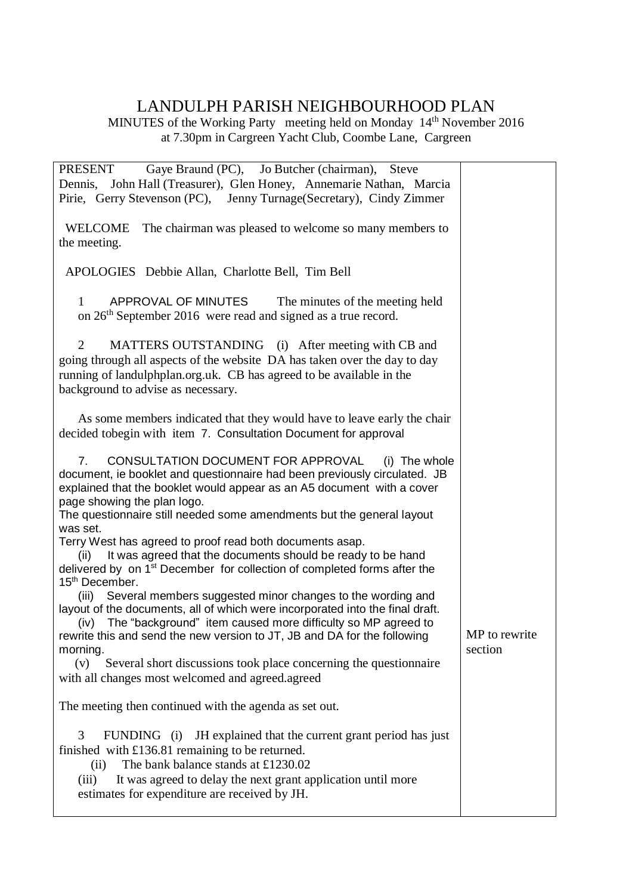# LANDULPH PARISH NEIGHBOURHOOD PLAN

MINUTES of the Working Party meeting held on Monday 14th November 2016 at 7.30pm in Cargreen Yacht Club, Coombe Lane, Cargreen

| | |
|---|---|
| PRESENT Gaye Braund (PC), Jo Butcher (chairman), Steve Dennis, John Hall (Treasurer), Glen Honey, Annemarie Nathan, Marcia Pirie, Gerry Stevenson (PC), Jenny Turnage(Secretary), Cindy Zimmer | |
| WELCOME The chairman was pleased to welcome so many members to the meeting. | |
| APOLOGIES Debbie Allan, Charlotte Bell, Tim Bell | |
| 1 APPROVAL OF MINUTES The minutes of the meeting held on 26th September 2016 were read and signed as a true record. | |
| 2 MATTERS OUTSTANDING (i) After meeting with CB and going through all aspects of the website DA has taken over the day to day running of landulphplan.org.uk. CB has agreed to be available in the background to advise as necessary. | |
| As some members indicated that they would have to leave early the chair decided tobegin with item 7. Consultation Document for approval | |
| 7. CONSULTATION DOCUMENT FOR APPROVAL (i) The whole document, ie booklet and questionnaire had been previously circulated. JB explained that the booklet would appear as an A5 document with a cover page showing the plan logo.<br>The questionnaire still needed some amendments but the general layout was set.<br>Terry West has agreed to proof read both documents asap.<br>(ii) It was agreed that the documents should be ready to be hand delivered by on 1st December for collection of completed forms after the 15th December.<br>(iii) Several members suggested minor changes to the wording and layout of the documents, all of which were incorporated into the final draft.<br>(iv) The "background" item caused more difficulty so MP agreed to rewrite this and send the new version to JT, JB and DA for the following morning.<br>(v) Several short discussions took place concerning the questionnaire with all changes most welcomed and agreed.agreed | MP to rewrite section |
| The meeting then continued with the agenda as set out. | |
| 3 FUNDING (i) JH explained that the current grant period has just finished with £136.81 remaining to be returned.<br>(ii) The bank balance stands at £1230.02<br>(iii) It was agreed to delay the next grant application until more estimates for expenditure are received by JH. | |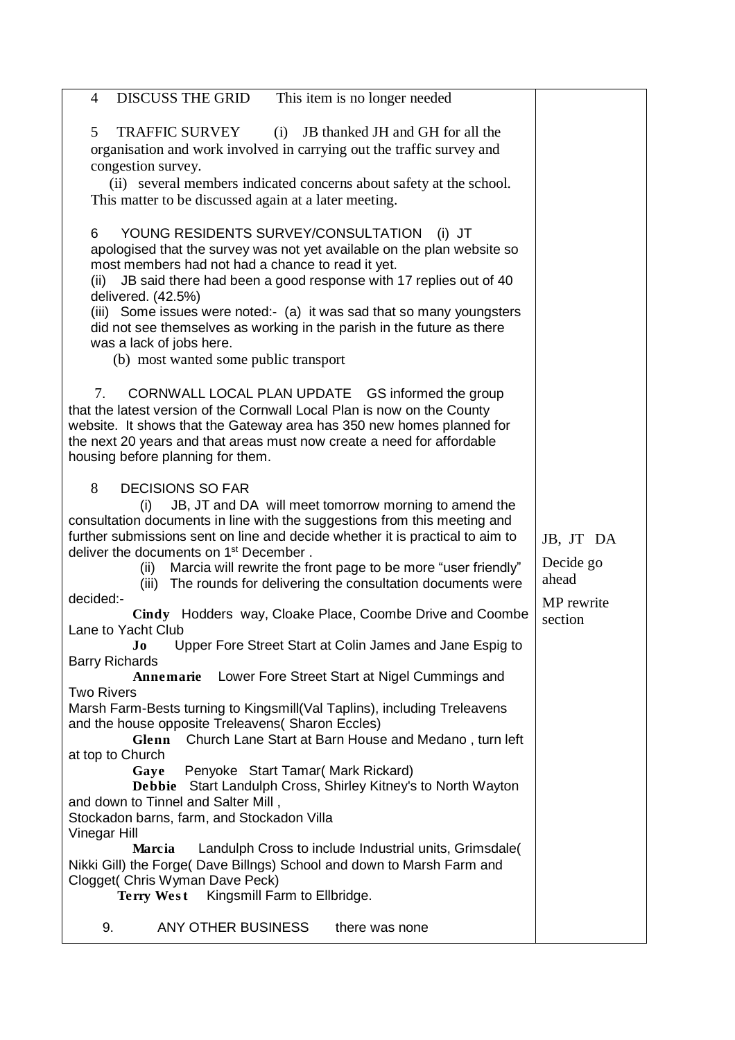| | |
|---|---|
| 4 DISCUSS THE GRID This item is no longer needed<br><br>5 TRAFFIC SURVEY (i) JB thanked JH and GH for all the organisation and work involved in carrying out the traffic survey and congestion survey.<br>(ii) several members indicated concerns about safety at the school. This matter to be discussed again at a later meeting.<br><br>6 YOUNG RESIDENTS SURVEY/CONSULTATION (i) JT apologised that the survey was not yet available on the plan website so most members had not had a chance to read it yet.<br>(ii) JB said there had been a good response with 17 replies out of 40 delivered. (42.5%)<br>(iii) Some issues were noted:- (a) it was sad that so many youngsters did not see themselves as working in the parish in the future as there was a lack of jobs here.<br>(b) most wanted some public transport<br><br>7. CORNWALL LOCAL PLAN UPDATE GS informed the group that the latest version of the Cornwall Local Plan is now on the County website. It shows that the Gateway area has 350 new homes planned for the next 20 years and that areas must now create a need for affordable housing before planning for them.<br><br>8 DECISIONS SO FAR<br>(i) JB, JT and DA will meet tomorrow morning to amend the consultation documents in line with the suggestions from this meeting and further submissions sent on line and decide whether it is practical to aim to deliver the documents on 1st December .<br>(ii) Marcia will rewrite the front page to be more "user friendly"<br>(iii) The rounds for delivering the consultation documents were decided:-<br>**Cindy** Hodders way, Cloake Place, Coombe Drive and Coombe Lane to Yacht Club<br>**Jo** Upper Fore Street Start at Colin James and Jane Espig to Barry Richards<br>**Annemarie** Lower Fore Street Start at Nigel Cummings and Two Rivers<br>Marsh Farm-Bests turning to Kingsmill(Val Taplins), including Treleavens and the house opposite Treleavens( Sharon Eccles)<br>**Glenn** Church Lane Start at Barn House and Medano , turn left at top to Church<br>**Gaye** Penyoke Start Tamar( Mark Rickard)<br>**Debbie** Start Landulph Cross, Shirley Kitney's to North Wayton and down to Tinnel and Salter Mill ,<br>Stockadon barns, farm, and Stockadon Villa<br>Vinegar Hill<br>**Marcia** Landulph Cross to include Industrial units, Grimsdale( Nikki Gill) the Forge( Dave Billngs) School and down to Marsh Farm and Clogget( Chris Wyman Dave Peck)<br>**Terry West** Kingsmill Farm to Ellbridge.<br><br>9. ANY OTHER BUSINESS there was none | JB, JT DA<br><br>Decide go ahead<br><br>MP rewrite section |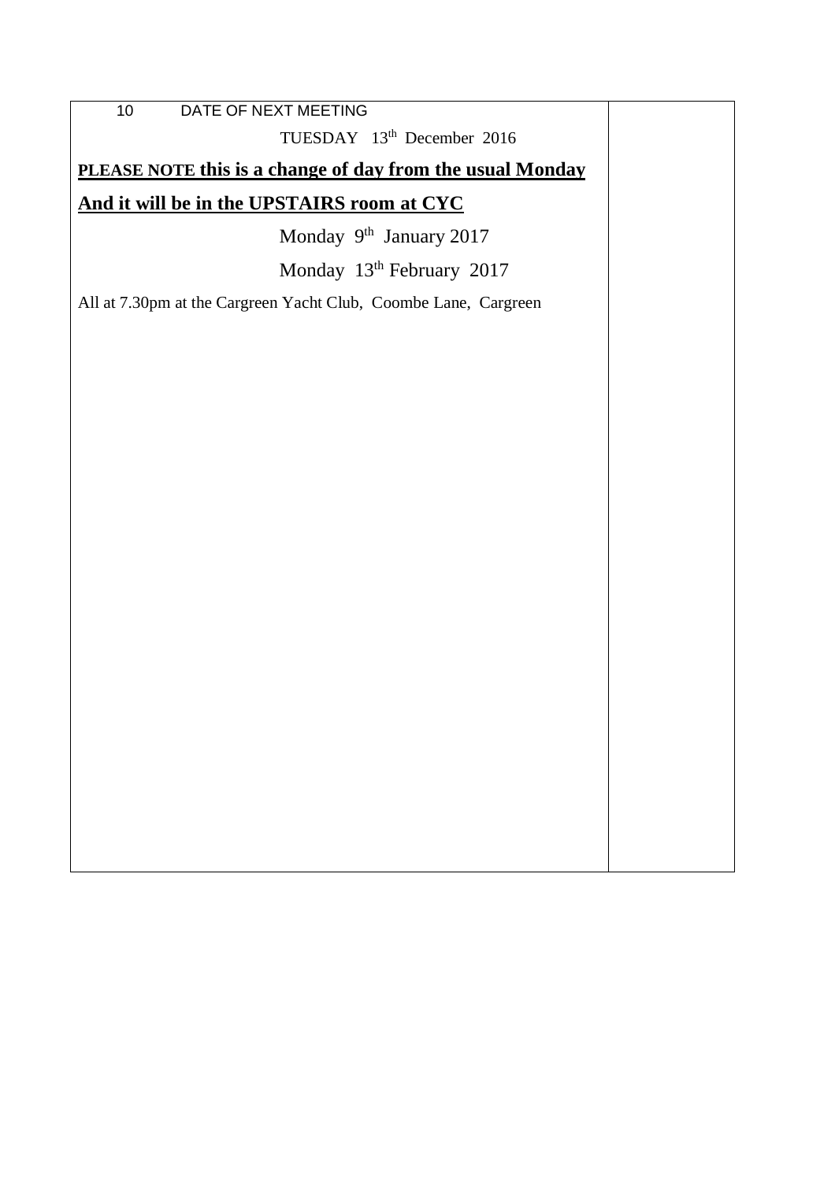10 DATE OF NEXT MEETING

TUESDAY 13th December 2016

**PLEASE NOTE this is a change of day from the usual Monday**

**And it will be in the UPSTAIRS room at CYC**

Monday 9th January 2017

Monday 13th February 2017

All at 7.30pm at the Cargreen Yacht Club, Coombe Lane, Cargreen